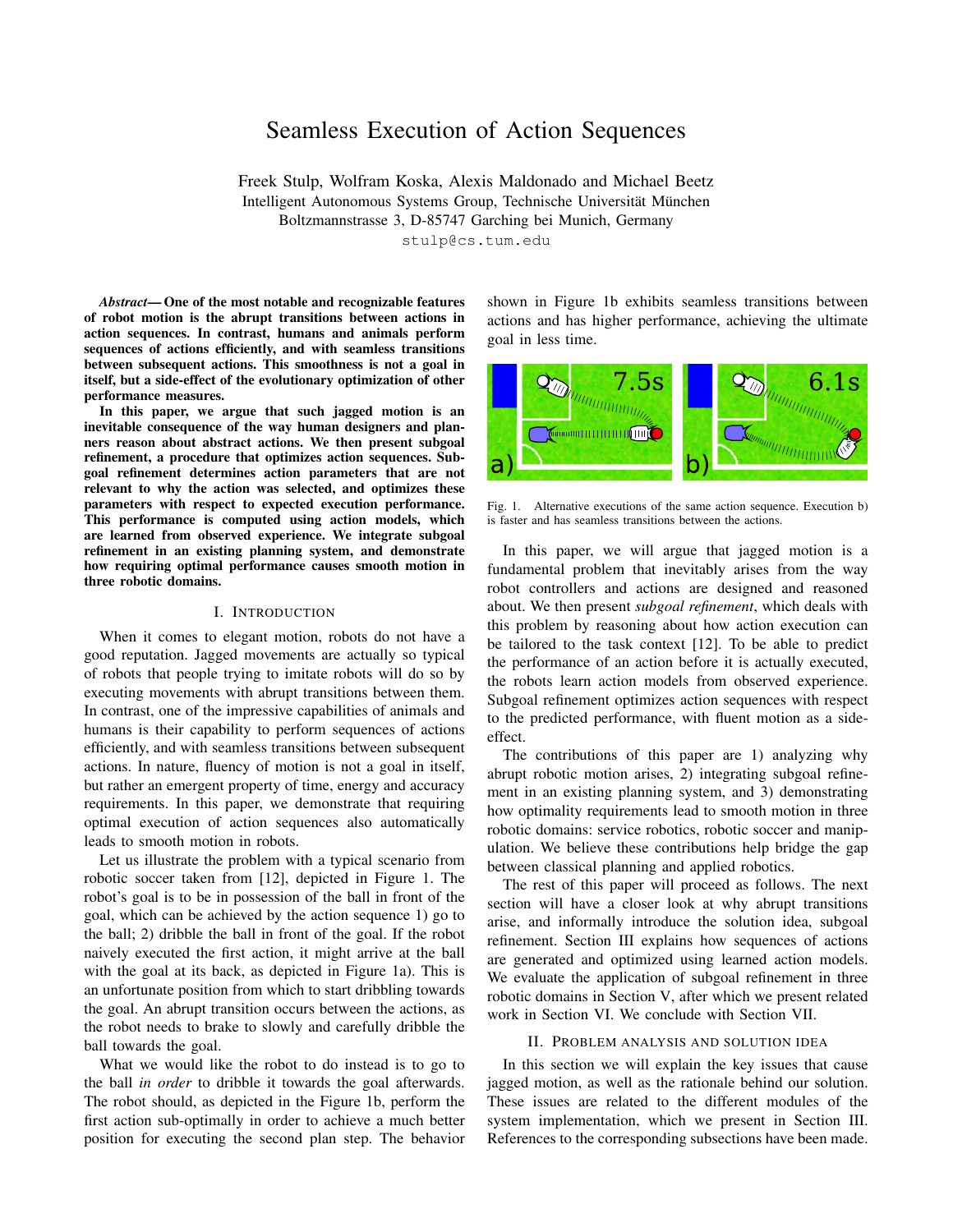# Seamless Execution of Action Sequences

Freek Stulp, Wolfram Koska, Alexis Maldonado and Michael Beetz
Intelligent Autonomous Systems Group, Technische Universität München
Boltzmannstrasse 3, D-85747 Garching bei Munich, Germany
stulp@cs.tum.edu

***Abstract*— One of the most notable and recognizable features of robot motion is the abrupt transitions between actions in action sequences. In contrast, humans and animals perform sequences of actions efficiently, and with seamless transitions between subsequent actions. This smoothness is not a goal in itself, but a side-effect of the evolutionary optimization of other performance measures.**

**In this paper, we argue that such jagged motion is an inevitable consequence of the way human designers and planners reason about abstract actions. We then present subgoal refinement, a procedure that optimizes action sequences. Subgoal refinement determines action parameters that are not relevant to why the action was selected, and optimizes these parameters with respect to expected execution performance. This performance is computed using action models, which are learned from observed experience. We integrate subgoal refinement in an existing planning system, and demonstrate how requiring optimal performance causes smooth motion in three robotic domains.**

## I. Introduction

When it comes to elegant motion, robots do not have a good reputation. Jagged movements are actually so typical of robots that people trying to imitate robots will do so by executing movements with abrupt transitions between them. In contrast, one of the impressive capabilities of animals and humans is their capability to perform sequences of actions efficiently, and with seamless transitions between subsequent actions. In nature, fluency of motion is not a goal in itself, but rather an emergent property of time, energy and accuracy requirements. In this paper, we demonstrate that requiring optimal execution of action sequences also automatically leads to smooth motion in robots.

Let us illustrate the problem with a typical scenario from robotic soccer taken from [12], depicted in Figure 1. The robot's goal is to be in possession of the ball in front of the goal, which can be achieved by the action sequence 1) go to the ball; 2) dribble the ball in front of the goal. If the robot naively executed the first action, it might arrive at the ball with the goal at its back, as depicted in Figure 1a). This is an unfortunate position from which to start dribbling towards the goal. An abrupt transition occurs between the actions, as the robot needs to brake to slowly and carefully dribble the ball towards the goal.

What we would like the robot to do instead is to go to the ball *in order* to dribble it towards the goal afterwards. The robot should, as depicted in the Figure 1b, perform the first action sub-optimally in order to achieve a much better position for executing the second plan step. The behavior shown in Figure 1b exhibits seamless transitions between actions and has higher performance, achieving the ultimate goal in less time.

a) 7.5s
b) 6.1s

Fig. 1. Alternative executions of the same action sequence. Execution b) is faster and has seamless transitions between the actions.

In this paper, we will argue that jagged motion is a fundamental problem that inevitably arises from the way robot controllers and actions are designed and reasoned about. We then present *subgoal refinement*, which deals with this problem by reasoning about how action execution can be tailored to the task context [12]. To be able to predict the performance of an action before it is actually executed, the robots learn action models from observed experience. Subgoal refinement optimizes action sequences with respect to the predicted performance, with fluent motion as a side-effect.

The contributions of this paper are 1) analyzing why abrupt robotic motion arises, 2) integrating subgoal refinement in an existing planning system, and 3) demonstrating how optimality requirements lead to smooth motion in three robotic domains: service robotics, robotic soccer and manipulation. We believe these contributions help bridge the gap between classical planning and applied robotics.

The rest of this paper will proceed as follows. The next section will have a closer look at why abrupt transitions arise, and informally introduce the solution idea, subgoal refinement. Section III explains how sequences of actions are generated and optimized using learned action models. We evaluate the application of subgoal refinement in three robotic domains in Section V, after which we present related work in Section VI. We conclude with Section VII.

## II. Problem analysis and solution idea

In this section we will explain the key issues that cause jagged motion, as well as the rationale behind our solution. These issues are related to the different modules of the system implementation, which we present in Section III. References to the corresponding subsections have been made.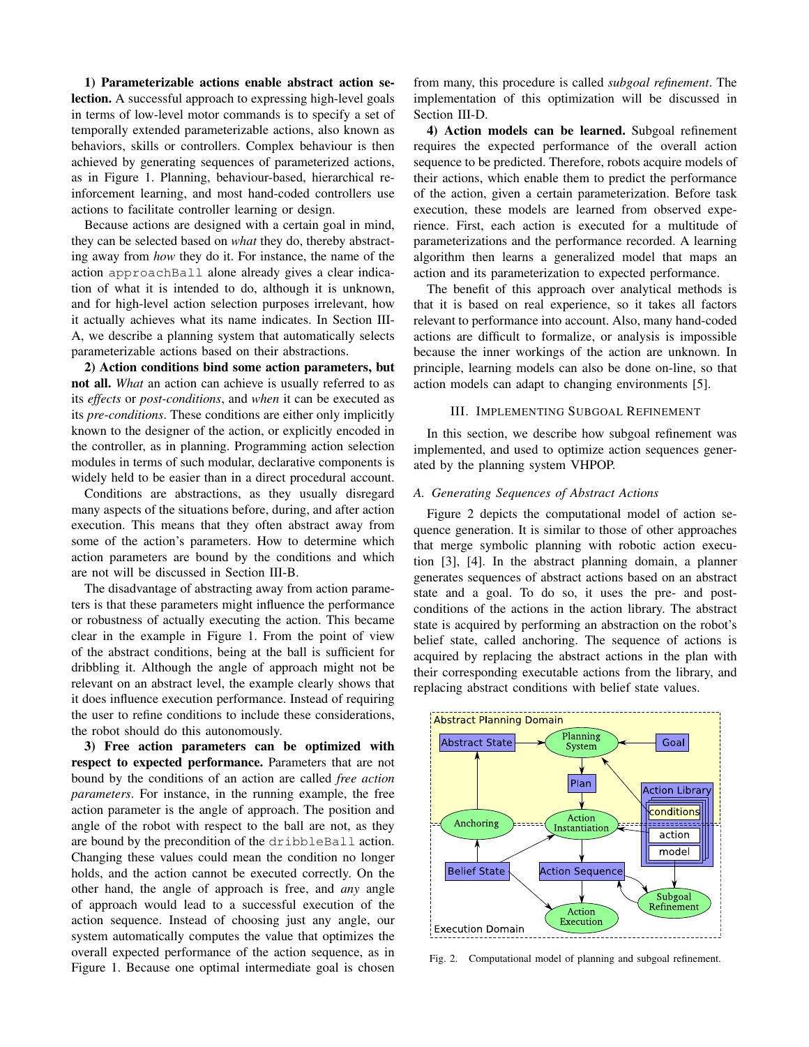**1) Parameterizable actions enable abstract action selection.** A successful approach to expressing high-level goals in terms of low-level motor commands is to specify a set of temporally extended parameterizable actions, also known as behaviors, skills or controllers. Complex behaviour is then achieved by generating sequences of parameterized actions, as in Figure 1. Planning, behaviour-based, hierarchical reinforcement learning, and most hand-coded controllers use actions to facilitate controller learning or design.

Because actions are designed with a certain goal in mind, they can be selected based on *what* they do, thereby abstracting away from *how* they do it. For instance, the name of the action `approachBall` alone already gives a clear indication of what it is intended to do, although it is unknown, and for high-level action selection purposes irrelevant, how it actually achieves what its name indicates. In Section III-A, we describe a planning system that automatically selects parameterizable actions based on their abstractions.

**2) Action conditions bind some action parameters, but not all.** *What* an action can achieve is usually referred to as its *effects* or *post-conditions*, and *when* it can be executed as its *pre-conditions*. These conditions are either only implicitly known to the designer of the action, or explicitly encoded in the controller, as in planning. Programming action selection modules in terms of such modular, declarative components is widely held to be easier than in a direct procedural account.

Conditions are abstractions, as they usually disregard many aspects of the situations before, during, and after action execution. This means that they often abstract away from some of the action's parameters. How to determine which action parameters are bound by the conditions and which are not will be discussed in Section III-B.

The disadvantage of abstracting away from action parameters is that these parameters might influence the performance or robustness of actually executing the action. This became clear in the example in Figure 1. From the point of view of the abstract conditions, being at the ball is sufficient for dribbling it. Although the angle of approach might not be relevant on an abstract level, the example clearly shows that it does influence execution performance. Instead of requiring the user to refine conditions to include these considerations, the robot should do this autonomously.

**3) Free action parameters can be optimized with respect to expected performance.** Parameters that are not bound by the conditions of an action are called *free action parameters*. For instance, in the running example, the free action parameter is the angle of approach. The position and angle of the robot with respect to the ball are not, as they are bound by the precondition of the `dribbleBall` action. Changing these values could mean the condition no longer holds, and the action cannot be executed correctly. On the other hand, the angle of approach is free, and *any* angle of approach would lead to a successful execution of the action sequence. Instead of choosing just any angle, our system automatically computes the value that optimizes the overall expected performance of the action sequence, as in Figure 1. Because one optimal intermediate goal is chosen from many, this procedure is called *subgoal refinement*. The implementation of this optimization will be discussed in Section III-D.

**4) Action models can be learned.** Subgoal refinement requires the expected performance of the overall action sequence to be predicted. Therefore, robots acquire models of their actions, which enable them to predict the performance of the action, given a certain parameterization. Before task execution, these models are learned from observed experience. First, each action is executed for a multitude of parameterizations and the performance recorded. A learning algorithm then learns a generalized model that maps an action and its parameterization to expected performance.

The benefit of this approach over analytical methods is that it is based on real experience, so it takes all factors relevant to performance into account. Also, many hand-coded actions are difficult to formalize, or analysis is impossible because the inner workings of the action are unknown. In principle, learning models can also be done on-line, so that action models can adapt to changing environments [5].

## III. Implementing Subgoal Refinement

In this section, we describe how subgoal refinement was implemented, and used to optimize action sequences generated by the planning system VHPOP.

### A. Generating Sequences of Abstract Actions

Figure 2 depicts the computational model of action sequence generation. It is similar to those of other approaches that merge symbolic planning with robotic action execution [3], [4]. In the abstract planning domain, a planner generates sequences of abstract actions based on an abstract state and a goal. To do so, it uses the pre- and post-conditions of the actions in the action library. The abstract state is acquired by performing an abstraction on the robot's belief state, called anchoring. The sequence of actions is acquired by replacing the abstract actions in the plan with their corresponding executable actions from the library, and replacing abstract conditions with belief state values.

Abstract Planning Domain
Abstract State
Planning System
Goal
Plan
Action Library
conditions
action
model
Anchoring
Action Instantiation
Belief State
Action Sequence
Subgoal Refinement
Action Execution
Execution Domain

Fig. 2. Computational model of planning and subgoal refinement.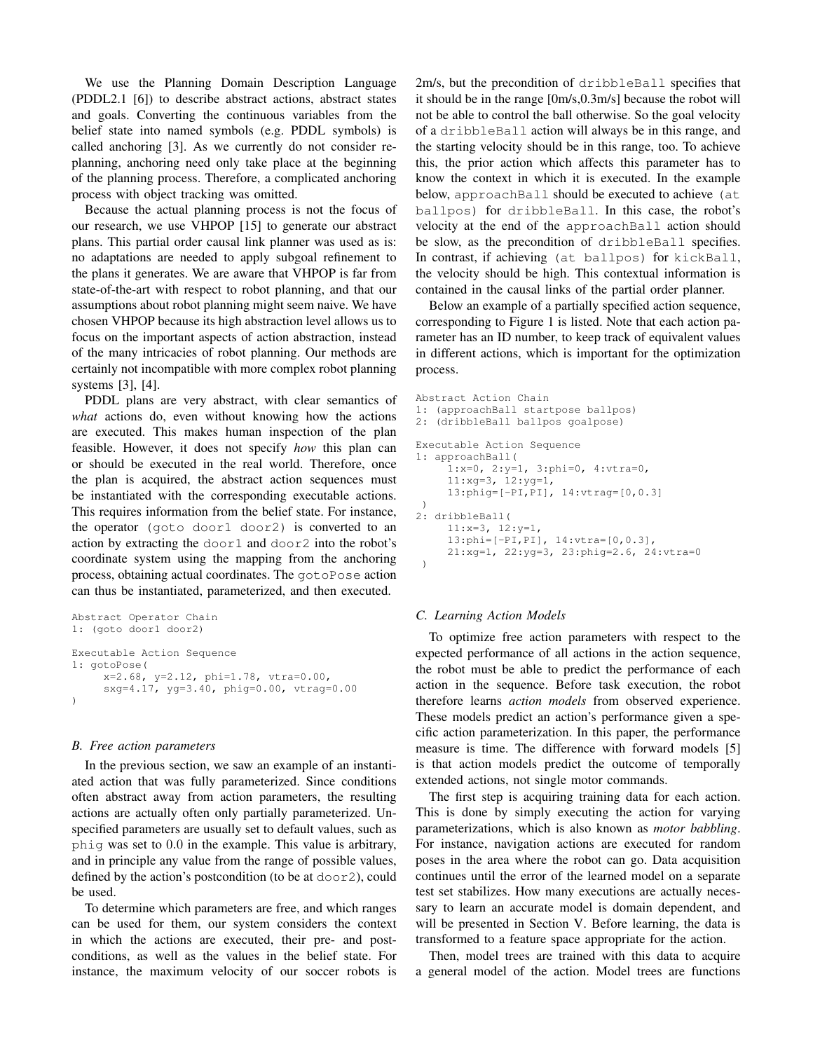We use the Planning Domain Description Language (PDDL2.1 [6]) to describe abstract actions, abstract states and goals. Converting the continuous variables from the belief state into named symbols (e.g. PDDL symbols) is called anchoring [3]. As we currently do not consider re-planning, anchoring need only take place at the beginning of the planning process. Therefore, a complicated anchoring process with object tracking was omitted.

Because the actual planning process is not the focus of our research, we use VHPOP [15] to generate our abstract plans. This partial order causal link planner was used as is: no adaptations are needed to apply subgoal refinement to the plans it generates. We are aware that VHPOP is far from state-of-the-art with respect to robot planning, and that our assumptions about robot planning might seem naive. We have chosen VHPOP because its high abstraction level allows us to focus on the important aspects of action abstraction, instead of the many intricacies of robot planning. Our methods are certainly not incompatible with more complex robot planning systems [3], [4].

PDDL plans are very abstract, with clear semantics of *what* actions do, even without knowing how the actions are executed. This makes human inspection of the plan feasible. However, it does not specify *how* this plan can or should be executed in the real world. Therefore, once the plan is acquired, the abstract action sequences must be instantiated with the corresponding executable actions. This requires information from the belief state. For instance, the operator `(goto door1 door2)` is converted to an action by extracting the `door1` and `door2` into the robot's coordinate system using the mapping from the anchoring process, obtaining actual coordinates. The `gotoPose` action can thus be instantiated, parameterized, and then executed.

```
Abstract Operator Chain
1: (goto door1 door2)

Executable Action Sequence
1: gotoPose(
     x=2.68, y=2.12, phi=1.78, vtra=0.00,
     sxg=4.17, yg=3.40, phig=0.00, vtrag=0.00
)
```

### B. Free action parameters

In the previous section, we saw an example of an instantiated action that was fully parameterized. Since conditions often abstract away from action parameters, the resulting actions are actually often only partially parameterized. Unspecified parameters are usually set to default values, such as `phig` was set to $0.0$ in the example. This value is arbitrary, and in principle any value from the range of possible values, defined by the action's postcondition (to be at `door2`), could be used.

To determine which parameters are free, and which ranges can be used for them, our system considers the context in which the actions are executed, their pre- and post-conditions, as well as the values in the belief state. For instance, the maximum velocity of our soccer robots is 2m/s, but the precondition of `dribbleBall` specifies that it should be in the range [0m/s,0.3m/s] because the robot will not be able to control the ball otherwise. So the goal velocity of a `dribbleBall` action will always be in this range, and the starting velocity should be in this range, too. To achieve this, the prior action which affects this parameter has to know the context in which it is executed. In the example below, `approachBall` should be executed to achieve `(at ballpos)` for `dribbleBall`. In this case, the robot's velocity at the end of the `approachBall` action should be slow, as the precondition of `dribbleBall` specifies. In contrast, if achieving `(at ballpos)` for `kickBall`, the velocity should be high. This contextual information is contained in the causal links of the partial order planner.

Below an example of a partially specified action sequence, corresponding to Figure 1 is listed. Note that each action parameter has an ID number, to keep track of equivalent values in different actions, which is important for the optimization process.

```
Abstract Action Chain
1: (approachBall startpose ballpos)
2: (dribbleBall ballpos goalpose)

Executable Action Sequence
1: approachBall(
     1:x=0, 2:y=1, 3:phi=0, 4:vtra=0,
     11:xg=3, 12:yg=1,
     13:phig=[-PI,PI], 14:vtrag=[0,0.3]
 )
2: dribbleBall(
     11:x=3, 12:y=1,
     13:phi=[-PI,PI], 14:vtra=[0,0.3],
     21:xg=1, 22:yg=3, 23:phig=2.6, 24:vtra=0
 )
```

### C. Learning Action Models

To optimize free action parameters with respect to the expected performance of all actions in the action sequence, the robot must be able to predict the performance of each action in the sequence. Before task execution, the robot therefore learns *action models* from observed experience. These models predict an action's performance given a specific action parameterization. In this paper, the performance measure is time. The difference with forward models [5] is that action models predict the outcome of temporally extended actions, not single motor commands.

The first step is acquiring training data for each action. This is done by simply executing the action for varying parameterizations, which is also known as *motor babbling*. For instance, navigation actions are executed for random poses in the area where the robot can go. Data acquisition continues until the error of the learned model on a separate test set stabilizes. How many executions are actually necessary to learn an accurate model is domain dependent, and will be presented in Section V. Before learning, the data is transformed to a feature space appropriate for the action.

Then, model trees are trained with this data to acquire a general model of the action. Model trees are functions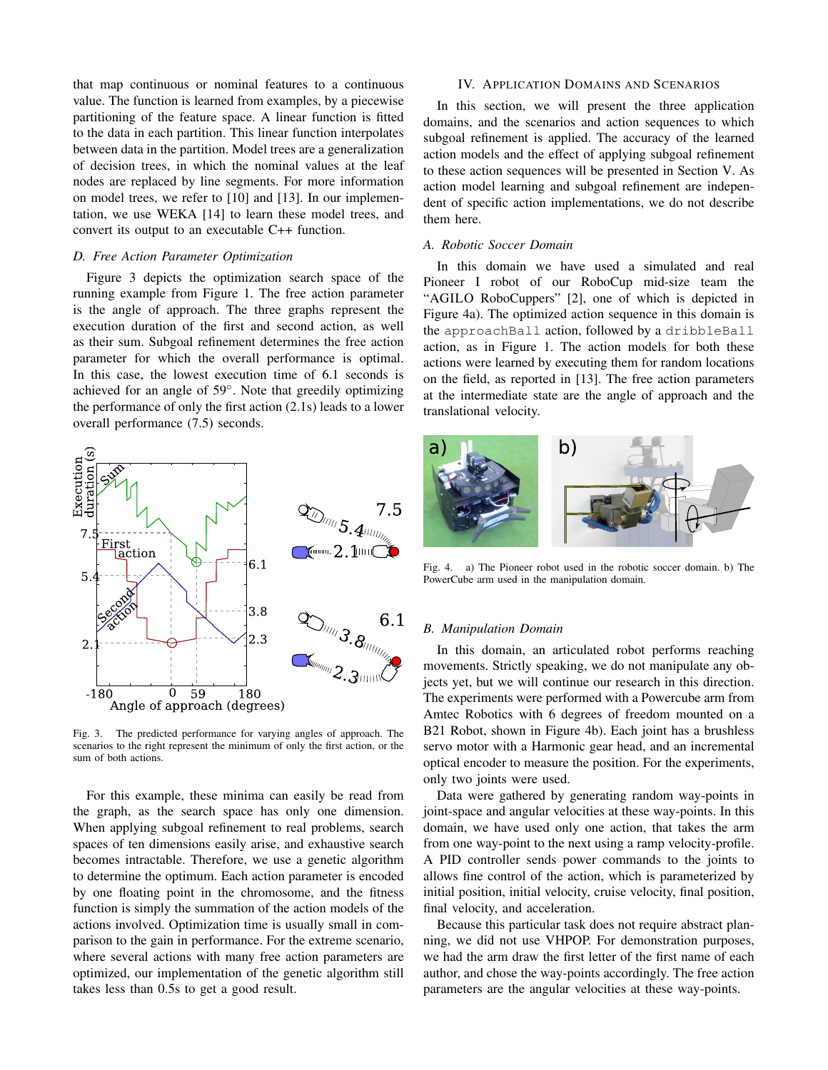that map continuous or nominal features to a continuous value. The function is learned from examples, by a piecewise partitioning of the feature space. A linear function is fitted to the data in each partition. This linear function interpolates between data in the partition. Model trees are a generalization of decision trees, in which the nominal values at the leaf nodes are replaced by line segments. For more information on model trees, we refer to [10] and [13]. In our implementation, we use WEKA [14] to learn these model trees, and convert its output to an executable C++ function.

### D. Free Action Parameter Optimization

Figure 3 depicts the optimization search space of the running example from Figure 1. The free action parameter is the angle of approach. The three graphs represent the execution duration of the first and second action, as well as their sum. Subgoal refinement determines the free action parameter for which the overall performance is optimal. In this case, the lowest execution time of 6.1 seconds is achieved for an angle of 59°. Note that greedily optimizing the performance of only the first action (2.1s) leads to a lower overall performance (7.5) seconds.

Fig. 3. The predicted performance for varying angles of approach. The scenarios to the right represent the minimum of only the first action, or the sum of both actions.

For this example, these minima can easily be read from the graph, as the search space has only one dimension. When applying subgoal refinement to real problems, search spaces of ten dimensions easily arise, and exhaustive search becomes intractable. Therefore, we use a genetic algorithm to determine the optimum. Each action parameter is encoded by one floating point in the chromosome, and the fitness function is simply the summation of the action models of the actions involved. Optimization time is usually small in comparison to the gain in performance. For the extreme scenario, where several actions with many free action parameters are optimized, our implementation of the genetic algorithm still takes less than 0.5s to get a good result.

## IV. Application Domains and Scenarios

In this section, we will present the three application domains, and the scenarios and action sequences to which subgoal refinement is applied. The accuracy of the learned action models and the effect of applying subgoal refinement to these action sequences will be presented in Section V. As action model learning and subgoal refinement are independent of specific action implementations, we do not describe them here.

### A. Robotic Soccer Domain

In this domain we have used a simulated and real Pioneer I robot of our RoboCup mid-size team the "AGILO RoboCuppers" [2], one of which is depicted in Figure 4a). The optimized action sequence in this domain is the `approachBall` action, followed by a `dribbleBall` action, as in Figure 1. The action models for both these actions were learned by executing them for random locations on the field, as reported in [13]. The free action parameters at the intermediate state are the angle of approach and the translational velocity.

Fig. 4. a) The Pioneer robot used in the robotic soccer domain. b) The PowerCube arm used in the manipulation domain.

### B. Manipulation Domain

In this domain, an articulated robot performs reaching movements. Strictly speaking, we do not manipulate any objects yet, but we will continue our research in this direction. The experiments were performed with a Powercube arm from Amtec Robotics with 6 degrees of freedom mounted on a B21 Robot, shown in Figure 4b). Each joint has a brushless servo motor with a Harmonic gear head, and an incremental optical encoder to measure the position. For the experiments, only two joints were used.

Data were gathered by generating random way-points in joint-space and angular velocities at these way-points. In this domain, we have used only one action, that takes the arm from one way-point to the next using a ramp velocity-profile. A PID controller sends power commands to the joints to allows fine control of the action, which is parameterized by initial position, initial velocity, cruise velocity, final position, final velocity, and acceleration.

Because this particular task does not require abstract planning, we did not use VHPOP. For demonstration purposes, we had the arm draw the first letter of the first name of each author, and chose the way-points accordingly. The free action parameters are the angular velocities at these way-points.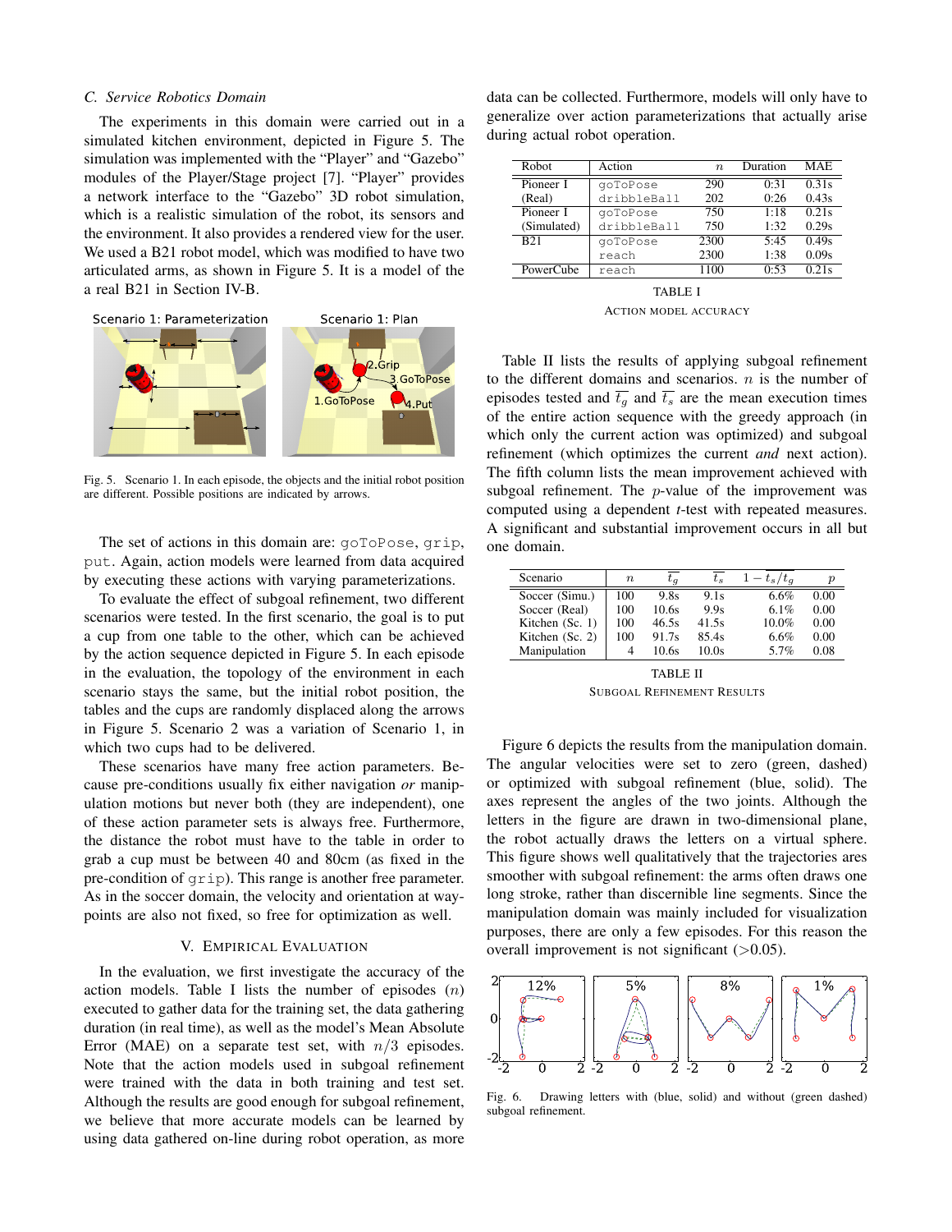### C. Service Robotics Domain

The experiments in this domain were carried out in a simulated kitchen environment, depicted in Figure 5. The simulation was implemented with the "Player" and "Gazebo" modules of the Player/Stage project [7]. "Player" provides a network interface to the "Gazebo" 3D robot simulation, which is a realistic simulation of the robot, its sensors and the environment. It also provides a rendered view for the user. We used a B21 robot model, which was modified to have two articulated arms, as shown in Figure 5. It is a model of the a real B21 in Section IV-B.

Fig. 5. Scenario 1. In each episode, the objects and the initial robot position are different. Possible positions are indicated by arrows.

The set of actions in this domain are: `goToPose`, `grip`, `put`. Again, action models were learned from data acquired by executing these actions with varying parameterizations.

To evaluate the effect of subgoal refinement, two different scenarios were tested. In the first scenario, the goal is to put a cup from one table to the other, which can be achieved by the action sequence depicted in Figure 5. In each episode in the evaluation, the topology of the environment in each scenario stays the same, but the initial robot position, the tables and the cups are randomly displaced along the arrows in Figure 5. Scenario 2 was a variation of Scenario 1, in which two cups had to be delivered.

These scenarios have many free action parameters. Because pre-conditions usually fix either navigation *or* manipulation motions but never both (they are independent), one of these action parameter sets is always free. Furthermore, the distance the robot must have to the table in order to grab a cup must be between 40 and 80cm (as fixed in the pre-condition of `grip`). This range is another free parameter. As in the soccer domain, the velocity and orientation at waypoints are also not fixed, so free for optimization as well.

## V. Empirical Evaluation

In the evaluation, we first investigate the accuracy of the action models. Table I lists the number of episodes ($n$) executed to gather data for the training set, the data gathering duration (in real time), as well as the model's Mean Absolute Error (MAE) on a separate test set, with $n/3$ episodes. Note that the action models used in subgoal refinement were trained with the data in both training and test set. Although the results are good enough for subgoal refinement, we believe that more accurate models can be learned by using data gathered on-line during robot operation, as more data can be collected. Furthermore, models will only have to generalize over action parameterizations that actually arise during actual robot operation.

| Robot | Action | $n$ | Duration | MAE |
|---|---|---|---|---|
| Pioneer I (Real) | `goToPose` | 290 | 0:31 | 0.31s |
| | `dribbleBall` | 202 | 0:26 | 0.43s |
| Pioneer I (Simulated) | `goToPose` | 750 | 1:18 | 0.21s |
| | `dribbleBall` | 750 | 1:32 | 0.29s |
| B21 | `goToPose` | 2300 | 5:45 | 0.49s |
| | `reach` | 2300 | 1:38 | 0.09s |
| PowerCube | `reach` | 1100 | 0:53 | 0.21s |

TABLE I
Action Model Accuracy

Table II lists the results of applying subgoal refinement to the different domains and scenarios. $n$ is the number of episodes tested and $\overline{t_g}$ and $\overline{t_s}$ are the mean execution times of the entire action sequence with the greedy approach (in which only the current action was optimized) and subgoal refinement (which optimizes the current *and* next action). The fifth column lists the mean improvement achieved with subgoal refinement. The $p$-value of the improvement was computed using a dependent $t$-test with repeated measures. A significant and substantial improvement occurs in all but one domain.

| Scenario | $n$ | $\overline{t_g}$ | $\overline{t_s}$ | $1 - t_s/t_g$ | $p$ |
|---|---|---|---|---|---|
| Soccer (Simu.) | 100 | 9.8s | 9.1s | 6.6% | 0.00 |
| Soccer (Real) | 100 | 10.6s | 9.9s | 6.1% | 0.00 |
| Kitchen (Sc. 1) | 100 | 46.5s | 41.5s | 10.0% | 0.00 |
| Kitchen (Sc. 2) | 100 | 91.7s | 85.4s | 6.6% | 0.00 |
| Manipulation | 4 | 10.6s | 10.0s | 5.7% | 0.08 |

TABLE II
Subgoal Refinement Results

Figure 6 depicts the results from the manipulation domain. The angular velocities were set to zero (green, dashed) or optimized with subgoal refinement (blue, solid). The axes represent the angles of the two joints. Although the letters in the figure are drawn in two-dimensional plane, the robot actually draws the letters on a virtual sphere. This figure shows well qualitatively that the trajectories ares smoother with subgoal refinement: the arms often draws one long stroke, rather than discernible line segments. Since the manipulation domain was mainly included for visualization purposes, there are only a few episodes. For this reason the overall improvement is not significant (>0.05).

Fig. 6. Drawing letters with (blue, solid) and without (green dashed) subgoal refinement.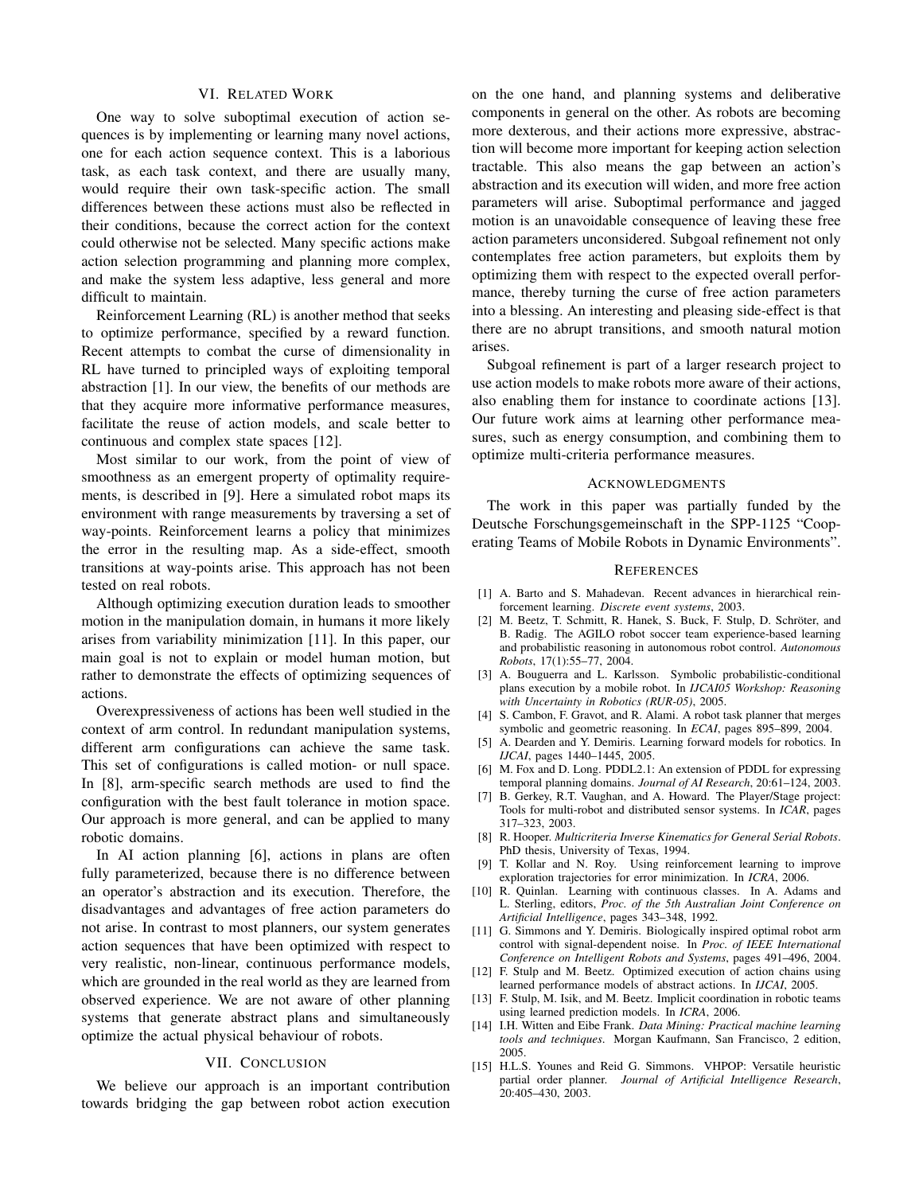## VI. Related Work

One way to solve suboptimal execution of action sequences is by implementing or learning many novel actions, one for each action sequence context. This is a laborious task, as each task context, and there are usually many, would require their own task-specific action. The small differences between these actions must also be reflected in their conditions, because the correct action for the context could otherwise not be selected. Many specific actions make action selection programming and planning more complex, and make the system less adaptive, less general and more difficult to maintain.

Reinforcement Learning (RL) is another method that seeks to optimize performance, specified by a reward function. Recent attempts to combat the curse of dimensionality in RL have turned to principled ways of exploiting temporal abstraction [1]. In our view, the benefits of our methods are that they acquire more informative performance measures, facilitate the reuse of action models, and scale better to continuous and complex state spaces [12].

Most similar to our work, from the point of view of smoothness as an emergent property of optimality requirements, is described in [9]. Here a simulated robot maps its environment with range measurements by traversing a set of way-points. Reinforcement learns a policy that minimizes the error in the resulting map. As a side-effect, smooth transitions at way-points arise. This approach has not been tested on real robots.

Although optimizing execution duration leads to smoother motion in the manipulation domain, in humans it more likely arises from variability minimization [11]. In this paper, our main goal is not to explain or model human motion, but rather to demonstrate the effects of optimizing sequences of actions.

Overexpressiveness of actions has been well studied in the context of arm control. In redundant manipulation systems, different arm configurations can achieve the same task. This set of configurations is called motion- or null space. In [8], arm-specific search methods are used to find the configuration with the best fault tolerance in motion space. Our approach is more general, and can be applied to many robotic domains.

In AI action planning [6], actions in plans are often fully parameterized, because there is no difference between an operator's abstraction and its execution. Therefore, the disadvantages and advantages of free action parameters do not arise. In contrast to most planners, our system generates action sequences that have been optimized with respect to very realistic, non-linear, continuous performance models, which are grounded in the real world as they are learned from observed experience. We are not aware of other planning systems that generate abstract plans and simultaneously optimize the actual physical behaviour of robots.

## VII. Conclusion

We believe our approach is an important contribution towards bridging the gap between robot action execution on the one hand, and planning systems and deliberative components in general on the other. As robots are becoming more dexterous, and their actions more expressive, abstraction will become more important for keeping action selection tractable. This also means the gap between an action's abstraction and its execution will widen, and more free action parameters will arise. Suboptimal performance and jagged motion is an unavoidable consequence of leaving these free action parameters unconsidered. Subgoal refinement not only contemplates free action parameters, but exploits them by optimizing them with respect to the expected overall performance, thereby turning the curse of free action parameters into a blessing. An interesting and pleasing side-effect is that there are no abrupt transitions, and smooth natural motion arises.

Subgoal refinement is part of a larger research project to use action models to make robots more aware of their actions, also enabling them for instance to coordinate actions [13]. Our future work aims at learning other performance measures, such as energy consumption, and combining them to optimize multi-criteria performance measures.

## Acknowledgments

The work in this paper was partially funded by the Deutsche Forschungsgemeinschaft in the SPP-1125 "Cooperating Teams of Mobile Robots in Dynamic Environments".

## References

[1] A. Barto and S. Mahadevan. Recent advances in hierarchical reinforcement learning. *Discrete event systems*, 2003.

[2] M. Beetz, T. Schmitt, R. Hanek, S. Buck, F. Stulp, D. Schröter, and B. Radig. The AGILO robot soccer team experience-based learning and probabilistic reasoning in autonomous robot control. *Autonomous Robots*, 17(1):55–77, 2004.

[3] A. Bouguerra and L. Karlsson. Symbolic probabilistic-conditional plans execution by a mobile robot. In *IJCAI05 Workshop: Reasoning with Uncertainty in Robotics (RUR-05)*, 2005.

[4] S. Cambon, F. Gravot, and R. Alami. A robot task planner that merges symbolic and geometric reasoning. In *ECAI*, pages 895–899, 2004.

[5] A. Dearden and Y. Demiris. Learning forward models for robotics. In *IJCAI*, pages 1440–1445, 2005.

[6] M. Fox and D. Long. PDDL2.1: An extension of PDDL for expressing temporal planning domains. *Journal of AI Research*, 20:61–124, 2003.

[7] B. Gerkey, R.T. Vaughan, and A. Howard. The Player/Stage project: Tools for multi-robot and distributed sensor systems. In *ICAR*, pages 317–323, 2003.

[8] R. Hooper. *Multicriteria Inverse Kinematics for General Serial Robots*. PhD thesis, University of Texas, 1994.

[9] T. Kollar and N. Roy. Using reinforcement learning to improve exploration trajectories for error minimization. In *ICRA*, 2006.

[10] R. Quinlan. Learning with continuous classes. In A. Adams and L. Sterling, editors, *Proc. of the 5th Australian Joint Conference on Artificial Intelligence*, pages 343–348, 1992.

[11] G. Simmons and Y. Demiris. Biologically inspired optimal robot arm control with signal-dependent noise. In *Proc. of IEEE International Conference on Intelligent Robots and Systems*, pages 491–496, 2004.

[12] F. Stulp and M. Beetz. Optimized execution of action chains using learned performance models of abstract actions. In *IJCAI*, 2005.

[13] F. Stulp, M. Isik, and M. Beetz. Implicit coordination in robotic teams using learned prediction models. In *ICRA*, 2006.

[14] I.H. Witten and Eibe Frank. *Data Mining: Practical machine learning tools and techniques*. Morgan Kaufmann, San Francisco, 2 edition, 2005.

[15] H.L.S. Younes and Reid G. Simmons. VHPOP: Versatile heuristic partial order planner. *Journal of Artificial Intelligence Research*, 20:405–430, 2003.